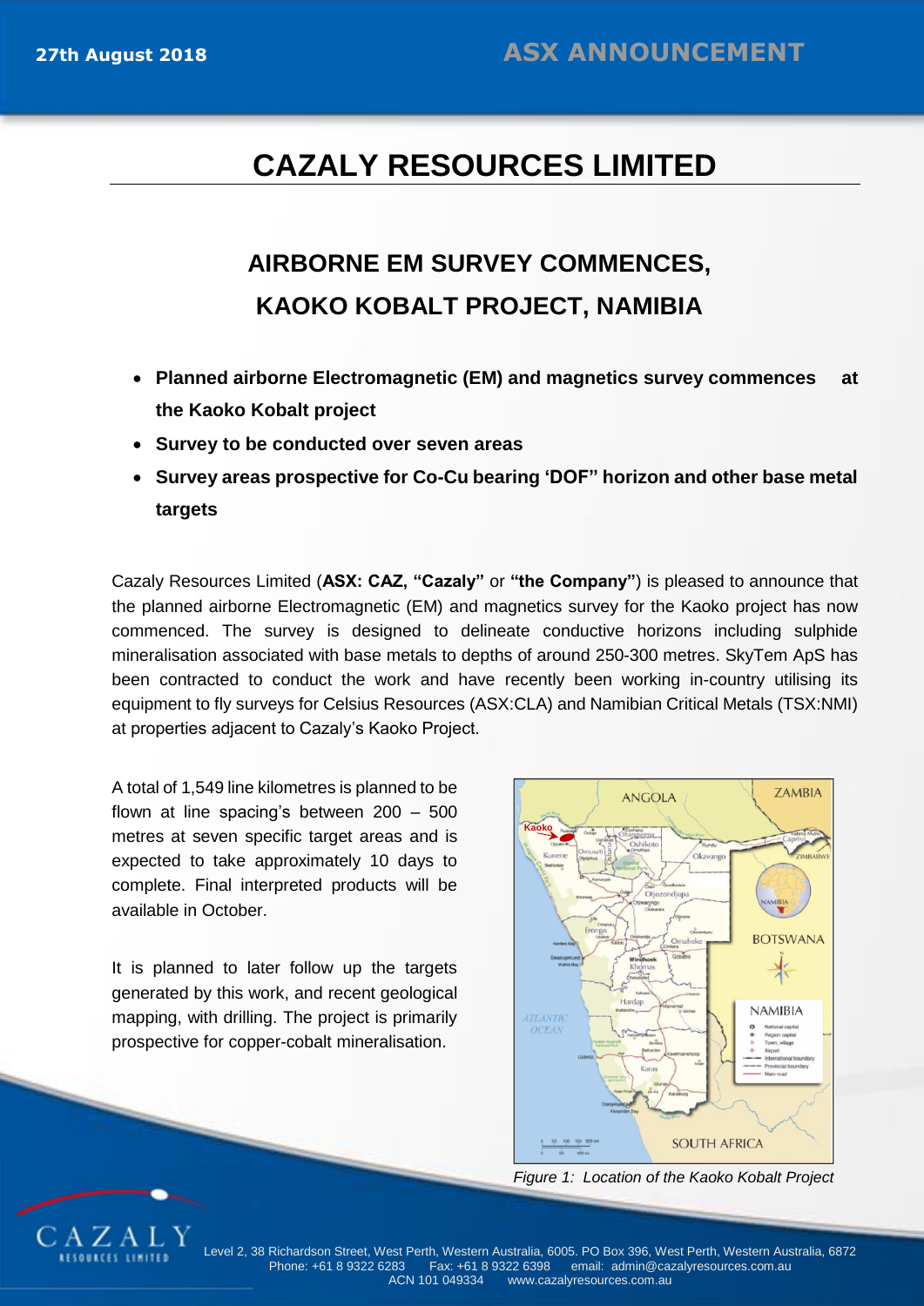27th August 2018

ASX ANNOUNCEMENT

# CAZALY RESOURCES LIMITED

## AIRBORNE EM SURVEY COMMENCES, KAOKO KOBALT PROJECT, NAMIBIA

- **Planned airborne Electromagnetic (EM) and magnetics survey commences at the Kaoko Kobalt project**
- **Survey to be conducted over seven areas**
- **Survey areas prospective for Co-Cu bearing 'DOF" horizon and other base metal targets**

Cazaly Resources Limited (**ASX: CAZ, "Cazaly"** or **"the Company"**) is pleased to announce that the planned airborne Electromagnetic (EM) and magnetics survey for the Kaoko project has now commenced. The survey is designed to delineate conductive horizons including sulphide mineralisation associated with base metals to depths of around 250-300 metres. SkyTem ApS has been contracted to conduct the work and have recently been working in-country utilising its equipment to fly surveys for Celsius Resources (ASX:CLA) and Namibian Critical Metals (TSX:NMI) at properties adjacent to Cazaly's Kaoko Project.

A total of 1,549 line kilometres is planned to be flown at line spacing's between 200 – 500 metres at seven specific target areas and is expected to take approximately 10 days to complete. Final interpreted products will be available in October.

It is planned to later follow up the targets generated by this work, and recent geological mapping, with drilling. The project is primarily prospective for copper-cobalt mineralisation.

*Figure 1: Location of the Kaoko Kobalt Project*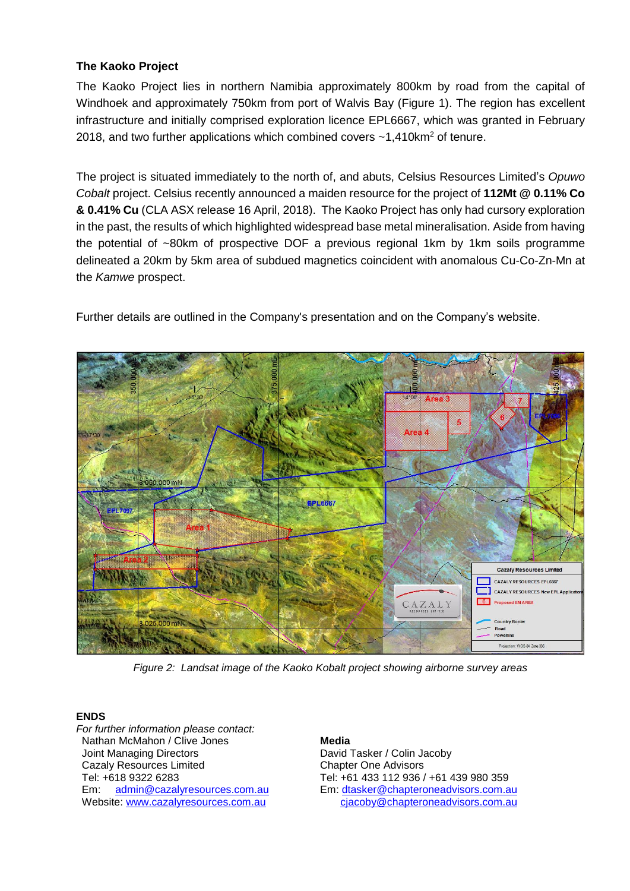### The Kaoko Project

The Kaoko Project lies in northern Namibia approximately 800km by road from the capital of Windhoek and approximately 750km from port of Walvis Bay (Figure 1). The region has excellent infrastructure and initially comprised exploration licence EPL6667, which was granted in February 2018, and two further applications which combined covers ~1,410km$^2$ of tenure.

The project is situated immediately to the north of, and abuts, Celsius Resources Limited's *Opuwo Cobalt* project. Celsius recently announced a maiden resource for the project of **112Mt @ 0.11% Co & 0.41% Cu** (CLA ASX release 16 April, 2018). The Kaoko Project has only had cursory exploration in the past, the results of which highlighted widespread base metal mineralisation. Aside from having the potential of ~80km of prospective DOF a previous regional 1km by 1km soils programme delineated a 20km by 5km area of subdued magnetics coincident with anomalous Cu-Co-Zn-Mn at the *Kamwe* prospect.

Further details are outlined in the Company's presentation and on the Company's website.

*Figure 2: Landsat image of the Kaoko Kobalt project showing airborne survey areas*

**ENDS**

*For further information please contact:*

Nathan McMahon / Clive Jones
Joint Managing Directors
Cazaly Resources Limited
Tel: +618 9322 6283
Em: admin@cazalyresources.com.au
Website: www.cazalyresources.com.au

**Media**
David Tasker / Colin Jacoby
Chapter One Advisors
Tel: +61 433 112 936 / +61 439 980 359
Em: dtasker@chapteroneadvisors.com.au
cjacoby@chapteroneadvisors.com.au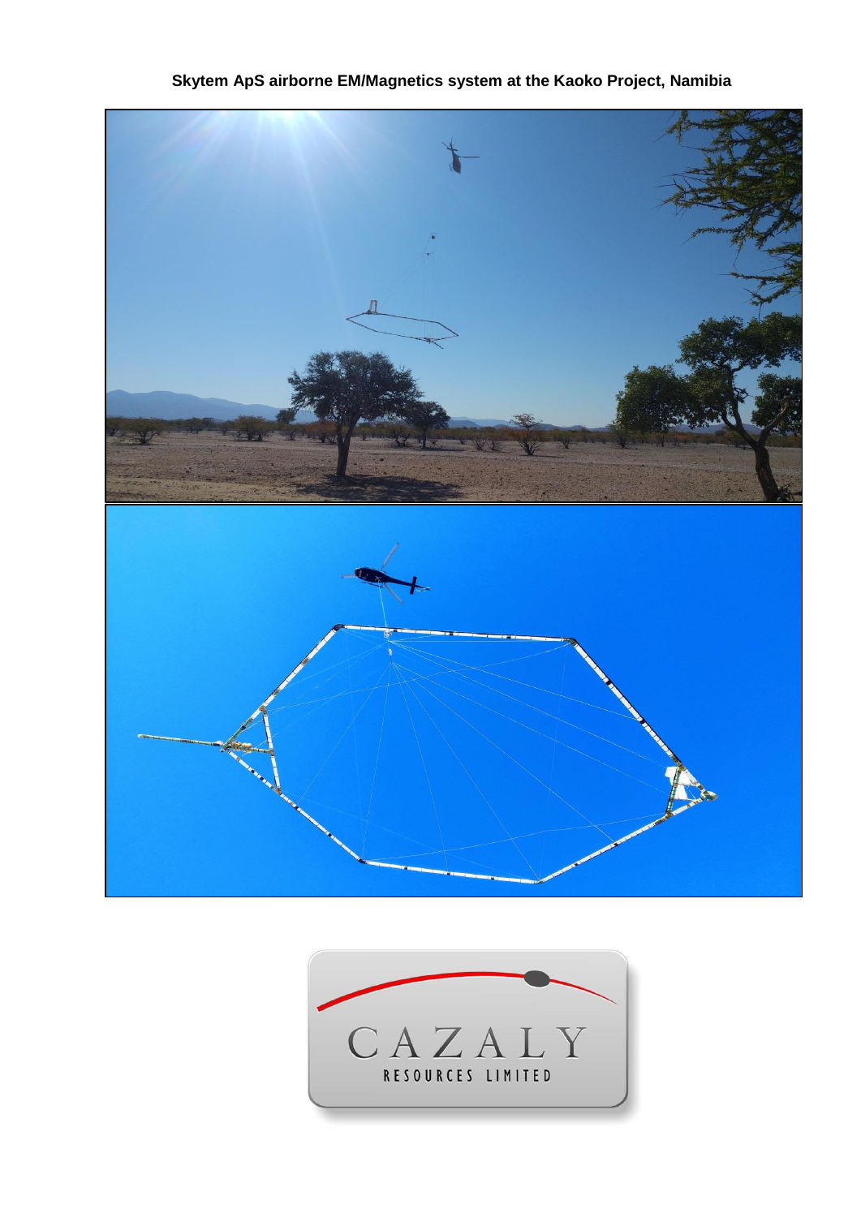**Skytem ApS airborne EM/Magnetics system at the Kaoko Project, Namibia**